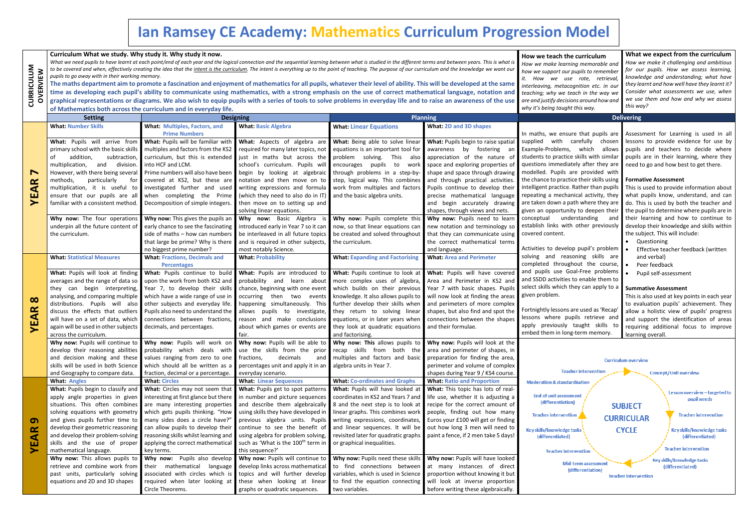# Ian Ramsey CE Academy: Mathematics Curriculum Progression Model

## CURRICULUM OVERVIEW

**Curriculum What we study. Why study it. Why study it now.**

*What we need pupils to have learnt at each point/end of each year and the logical connection and the sequential learning between what is studied in the different terms and between years. This is what is to be covered and when, effectively creating the idea that the intent is the curriculum. The intent is everything up to the point of teaching. The purpose of our curriculum and the knowledge we want our pupils to go away with in their working memory.*

**The maths department aim to promote a fascination and enjoyment of mathematics for all pupils, whatever their level of ability. This will be developed at the same time as developing each pupil's ability to communicate using mathematics, with a strong emphasis on the use of correct mathematical language, notation and graphical representations or diagrams. We also wish to equip pupils with a series of tools to solve problems in everyday life and to raise an awareness of the use of Mathematics both across the curriculum and in everyday life.**

**How we teach the curriculum**

*How we make learning memorable and how we support our pupils to remember it. How we use rote, retrieval, interleaving, metacognition etc. in our teaching; why we teach in the way we are and justify decisions around how and why it's being taught this way.*

**What we expect from the curriculum**

*How we make it challenging and ambitious for our pupils. How we assess learning, knowledge and understanding; what have they learnt and how well have they learnt it? Consider what assessments we use, when we use them and how and why we assess this way?*

| | Setting | Designing | | Planning | |
|---|---|---|---|---|---|
| **YEAR 7** | **What: Number Skills** | **What: Multiples, Factors, and Prime Numbers** | **What: Basic Algebra** | **What: Linear Equations** | **What: 2D and 3D shapes** |
| | **What:** Pupils will arrive from primary school with the basic skills of addition, subtraction, multiplication, and division. However, with there being several methods, particularly for multiplication, it is useful to ensure that our pupils are all familiar with a consistent method. | **What:** Pupils will be familiar with multiples and factors from the KS2 curriculum, but this is extended into HCF and LCM. Prime numbers will also have been covered at KS2, but these are investigated further and used when completing the Prime Decomposition of simple integers. | **What:** Aspects of algebra are required for many later topics, not just in maths but across the school's curriculum. Pupils will begin by looking at algebraic notation and then move on to writing expressions and formula (which they need to also do in IT) then move on to setting up and solving linear equations. | **What:** Being able to solve linear equations is an important tool for problem solving. This also encourages pupils to work through problems in a step-by-step, logical way. This combines work from multiples and factors and the basic algebra units. | **What:** Pupils begin to raise spatial awareness by fostering an appreciation of the nature of space and exploring properties of shape and space through drawing and through practical activities. Pupils continue to develop their precise mathematical language and begin accurately drawing shapes, through views and nets. |
| | **Why now:** The four operations underpin all the future content of the curriculum. | **Why now:** This gives the pupils an early chance to see the fascinating side of maths – how can numbers that large be prime? Why is there no biggest prime number? | **Why now:** Basic Algebra is introduced early in Year 7 so it can be interleaved in all future topics and is required in other subjects, most notably Science. | **Why now:** Pupils complete this now, so that linear equations can be created and solved throughout the curriculum. | **Why now:** Pupils need to learn new notation and terminology so that they can communicate using the correct mathematical terms and language. |
| **YEAR 8** | **What: Statistical Measures** | **What: Fractions, Decimals and Percentages** | **What: Probability** | **What: Expanding and Factorising** | **What: Area and Perimeter** |
| | **What:** Pupils will look at finding averages and the range of data so they can begin interpreting, analysing, and comparing multiple distributions. Pupils will also discuss the effects that outliers will have on a set of data, which again will be used in other subjects across the curriculum. | **What:** Pupils continue to build upon the work from both KS2 and Year 7, to develop their skills which have a wide range of use in other subjects and everyday life. Pupils also need to understand the connections between fractions, decimals, and percentages. | **What:** Pupils are introduced to probability and learn about chance, beginning with one event occurring then two events happening simultaneously. This allows pupils to investigate, reason and make conclusions about which games or events are fair. | **What:** Pupils continue to look at more complex uses of algebra, which builds on their previous knowledge. It also allows pupils to further develop their skills when they return to solving linear equations, or in later years when they look at quadratic equations and factorising. | **What:** Pupils will have covered Area and Perimeter in KS2 and Year 7 with basic shapes. Pupils will now look at finding the areas and perimeters of more complex shapes, but also find and spot the connections between the shapes and their formulae. |
| | **Why now:** Pupils will continue to develop their reasoning abilities and decision making and these skills will be used in both Science and Geography to compare data. | **Why now:** Pupils will work on probability which deals with values ranging from zero to one which should all be written as a fraction, decimal or a percentage. | **Why now:** Pupils will be able to use the skills from the prior fractions, decimals and percentages unit and apply it in an everyday scenario. | **Why now: This** allows pupils to recap skills from both the multiples and factors and basic algebra units in Year 7. | **Why now:** Pupils will look at the area and perimeter of shapes, in preparation for finding the area, perimeter and volume of complex shapes during Year 9 / KS4 course. |
| **YEAR 9** | **What: Angles** | **What: Circles** | **What: Linear Sequences** | **What: Co-ordinates and Graphs** | **What: Ratio and Proportion** |
| | **What:** Pupils begin to classify and apply angle properties in given situations. This often combines solving equations with geometry and gives pupils further time to develop their geometric reasoning and develop their problem-solving skills and the use of proper mathematical language. | **What:** Circles may not seem that interesting at first glance but there are many interesting properties which gets pupils thinking. "How many sides does a circle have?" can allow pupils to develop their reasoning skills whilst learning and applying the correct mathematical key terms. | **What:** Pupils get to spot patterns in number and picture sequences and describe them algebraically using skills they have developed in previous algebra units. Pupils continue to see the benefit of using algebra for problem solving, such as 'What is the 100th term in this sequence?' | **What:** Pupils will have looked at coordinates in KS2 and Years 7 and 8 and the next step is to look at linear graphs. This combines work writing expressions, coordinates, and linear sequences. It will be revisited later for quadratic graphs or graphical inequalities. | **What:** This topic has lots of real-life use, whether it is adjusting a recipe for the correct amount of people, finding out how many Euros your £100 will get or finding out how long 3 men will need to paint a fence, if 2 men take 5 days! |
| | **Why now:** This allows pupils to retrieve and combine work from past units, particularly solving equations and 2D and 3D shapes | **Why now:** Pupils also develop their mathematical language associated with circles which is required when later looking at Circle Theorems. | **Why now:** Pupils will continue to develop links across mathematical topics and will further develop these when looking at linear graphs or quadratic sequences. | **Why now:** Pupils need these skills to find connections between variables, which is used in Science to find the equation connecting two variables. | **Why now:** Pupils will have looked at many instances of direct proportion without knowing it but will look at inverse proportion before writing these algebraically. |

## Delivering

In maths, we ensure that pupils are supplied with carefully chosen Example-Problems, which allows students to practice skills with similar questions immediately after they are modelled. Pupils are provided with the chance to practice their skills using intelligent practice. Rather than pupils repeating a mechanical activity, they are taken down a path where they are given an opportunity to deepen their conceptual understanding and establish links with other previously covered content.

Activities to develop pupil's problem solving and reasoning skills are completed throughout the course, and pupils use Goal-Free problems and SSDD activities to enable them to select skills which they can apply to a given problem.

Fortnightly lessons are used as 'Recap' lessons where pupils retrieve and apply previously taught skills to embed them in long-term memory.

Assessment for Learning is used in all lessons to provide evidence for use by pupils and teachers to decide where pupils are in their learning, where they need to go and how best to get there.

**Formative Assessment**

This is used to provide information about what pupils know, understand, and can do. This is used by both the teacher and the pupil to determine where pupils are in their learning and how to continue to develop their knowledge and skills within the subject. This will include:

- Questioning
- Effective teacher feedback (written and verbal)
- Peer feedback
- Pupil self-assessment

**Summative Assessment**

This is also used at key points in each year to evaluation pupils' achievement. They allow a holistic view of pupils' progress and support the identification of areas requiring additional focus to improve learning overall.

SUBJECT CURRICULAR CYCLE

Curriculum overview
Concept/Unit overview
Lesson overview – targeted to pupil needs
Teacher intervention
Key skills/knowledge tasks (differentiated)
Teacher intervention
Key skills/knowledge tasks (differentiated)
Teacher intervention
Mid-term assessment (differentiation)
Teacher intervention
Key skills/knowledge tasks (differentiated)
Teacher intervention
End of unit assessment (differentiation)
Moderation & standardisation
Teacher intervention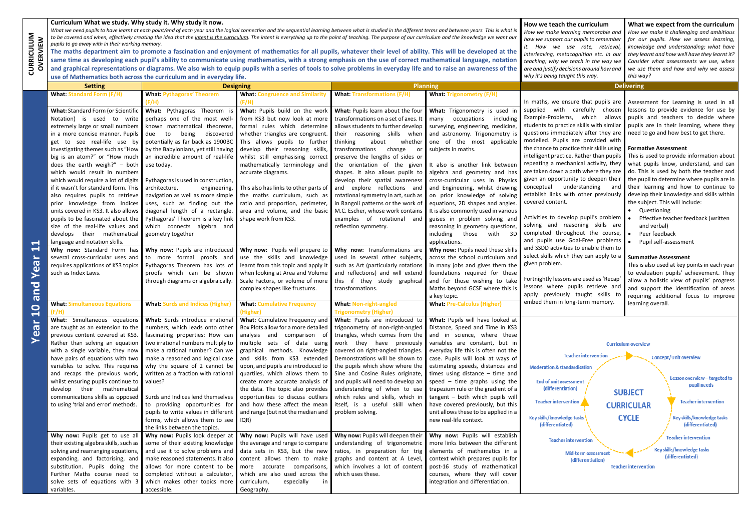# CURRICULUM OVERVIEW

## Curriculum What we study. Why study it. Why study it now.

*What we need pupils to have learnt at each point/end of each year and the logical connection and the sequential learning between what is studied in the different terms and between years. This is what is to be covered and when, effectively creating the idea that the intent is the curriculum. The intent is everything up to the point of teaching. The purpose of our curriculum and the knowledge we want our pupils to go away with in their working memory.*

**The maths department aim to promote a fascination and enjoyment of mathematics for all pupils, whatever their level of ability. This will be developed at the same time as developing each pupil's ability to communicate using mathematics, with a strong emphasis on the use of correct mathematical language, notation and graphical representations or diagrams. We also wish to equip pupils with a series of tools to solve problems in everyday life and to raise an awareness of the use of Mathematics both across the curriculum and in everyday life.**

## How we teach the curriculum

*How we make learning memorable and how we support our pupils to remember it. How we use rote, retrieval, interleaving, metacognition etc. in our teaching; why we teach in the way we are and justify decisions around how and why it's being taught this way.*

## What we expect from the curriculum

*How we make it challenging and ambitious for our pupils. How we assess learning, knowledge and understanding; what have they learnt and how well have they learnt it? Consider what assessments we use, when we use them and how and why we assess this way?*

# Year 10 and Year 11

| Setting | Designing | | Planning | |
|---|---|---|---|---|
| **What: Standard Form (F/H)** | **What: Pythagoras' Theorem (F/H)** | **What: Congruence and Similarity (F/H)** | **What: Transformations (F/H)** | **What: Trigonometry (F/H)** |
| **What:** Standard Form (or Scientific Notation) is used to write extremely large or small numbers in a more concise manner. Pupils get to see real-life use by investigating themes such as "How big is an atom?" or "How much does the earth weigh?" – both which would result in numbers which would require a lot of digits if it wasn't for standard form. This also requires pupils to retrieve prior knowledge from Indices units covered in KS3. It also allows pupils to be fascinated about the size of the real-life values and develops their mathematical language and notation skills. | **What:** Pythagoras Theorem is perhaps one of the most well-known mathematical theorems, due to being discovered potentially as far back as 1900BC by the Babylonians, yet still having an incredible amount of real-life use today. Pythagoras is used in construction, architecture, engineering, navigation as well as more simple uses, such as finding out the diagonal length of a rectangle. Pythagoras' Theorem is a key link which connects algebra and geometry together | **What:** Pupils build on the work from KS3 but now look at more formal rules which determine whether triangles are congruent. This allows pupils to further develop their reasoning skills, whilst still emphasising correct mathematically terminology and accurate diagrams. This also has links to other parts of the maths curriculum, such as ratio and proportion, perimeter, area and volume, and the basic shape work from KS3. | **What:** Pupils learn about the four transformations on a set of axes. It allows pupils to further develop their reasoning skills when thinking about whether transformations change or preserve the lengths of sides or the orientation of the given shapes. It also allows pupils to develop their spatial awareness and explore reflections and rotational symmetry in art, such as in Rangoli patterns or the work of M.C. Escher, whose work contains examples of rotational and reflection symmetry. | **What:** Trigonometry is used in many occupations including surveying, engineering, medicine, and astronomy. Trigonometry is one of the most applicable subjects in maths. It also is another link between algebra and geometry and has cross-curricular uses in Physics and Engineering, whilst drawing on prior knowledge of solving equations, 2D shapes and angles. It is also commonly used in various guises in problem solving and reasoning in geometry questions, including those with 3D applications. |
| **Why now:** Standard Form has several cross-curricular uses and requires applications of KS3 topics such as Index Laws. | **Why now:** Pupils are introduced to more formal proofs and Pythagoras Theorem has lots of proofs which can be shown through diagrams or algebraically. | **Why now:** Pupils will prepare to use the skills and knowledge learnt from this topic and apply it when looking at Area and Volume Scale Factors, or volume of more complex shapes like frustums. | **Why now:** Transformations are used in several other subjects, such as Art (particularly rotations and reflections) and will extend this if they study graphical transformations. | **Why now:** Pupils need these skills across the school curriculum and in many jobs and gives them the foundations required for these and for those wishing to take Maths beyond GCSE where this is a key topic. |
| **What: Simultaneous Equations (F/H)** | **What: Surds and Indices (Higher)** | **What: Cumulative Frequency (Higher)** | **What: Non-right-angled Trigonometry (Higher)** | **What: Pre-Calculus (Higher)** |
| **What:** Simultaneous equations are taught as an extension to the previous content covered at KS3. Rather than solving an equation with a single variable, they now have pairs of equations with two variables to solve. This requires and recaps the previous work, whilst ensuring pupils continue to develop their mathematical communications skills as opposed to using 'trial and error' methods. | **What:** Surds introduce irrational numbers, which leads onto other fascinating properties: How can two irrational numbers multiply to make a rational number? Can we make a reasoned and logical case why the square of 2 cannot be written as a fraction with rational values? Surds and Indices lend themselves to providing opportunities for pupils to write values in different forms, which allows them to see the links between the topics. | **What:** Cumulative Frequency and Box Plots allow for a more detailed analysis and comparison of multiple sets of data using graphical methods. Knowledge and skills from KS3 extended upon, and pupils are introduced to quartiles, which allows them to create more accurate analysis of the data. The topic also provides opportunities to discuss outliers and how these affect the mean and range (but not the median and IQR) | **What:** Pupils are introduced to trigonometry of non-right-angled triangles, which comes from the work they have previously covered on right-angled triangles. Demonstrations will be shown to the pupils which show where the Sine and Cosine Rules originate, and pupils will need to develop an understanding of when to use which rules and which skills, which in itself, is a useful skill when problem solving. | **What:** Pupils will have looked at Distance, Speed and Time in KS3 and in science, where these variables are constant, but in everyday life this is often not the case. Pupils will look at ways of estimating speeds, distances and times using distance – time and speed – time graphs using the trapezium rule or the gradient of a tangent – both which pupils will have covered previously, but this unit allows these to be applied in a new real-life context. |
| **Why now:** Pupils get to use all their existing algebra skills, such as solving and rearranging equations, expanding, and factorising, and substitution. Pupils doing the Further Maths course need to solve sets of equations with 3 variables. | **Why now:** Pupils look deeper at some of their existing knowledge and use it to solve problems and make reasoned statements. It also allows for more content to be completed without a calculator, which makes other topics more accessible. | **Why now:** Pupils will have used the average and range to compare data sets in KS3, but the new content allows them to make more accurate comparisons, which are also used across the curriculum, especially in Geography. | **Why now:** Pupils will deepen their understanding of trigonometric ratios, in preparation for trig graphs and content at A Level, which involves a lot of content which uses these. | **Why now:** Pupils will establish more links between the different elements of mathematics in a context which prepares pupils for post-16 study of mathematical courses, where they will cover integration and differentiation. |

## Delivering

In maths, we ensure that pupils are supplied with carefully chosen Example-Problems, which allows students to practice skills with similar questions immediately after they are modelled. Pupils are provided with the chance to practice their skills using intelligent practice. Rather than pupils repeating a mechanical activity, they are taken down a path where they are given an opportunity to deepen their conceptual understanding and establish links with other previously covered content.

Activities to develop pupil's problem solving and reasoning skills are completed throughout the course, and pupils use Goal-Free problems and SSDD activities to enable them to select skills which they can apply to a given problem.

Fortnightly lessons are used as 'Recap' lessons where pupils retrieve and apply previously taught skills to embed them in long-term memory.

Assessment for Learning is used in all lessons to provide evidence for use by pupils and teachers to decide where pupils are in their learning, where they need to go and how best to get there.

**Formative Assessment**

This is used to provide information about what pupils know, understand, and can do. This is used by both the teacher and the pupil to determine where pupils are in their learning and how to continue to develop their knowledge and skills within the subject. This will include:

- Questioning
- Effective teacher feedback (written and verbal)
- Peer feedback
- Pupil self-assessment

**Summative Assessment**

This is also used at key points in each year to evaluation pupils' achievement. They allow a holistic view of pupils' progress and support the identification of areas requiring additional focus to improve learning overall.

SUBJECT CURRICULAR CYCLE

Curriculum overview
Concept/Unit overview
Lesson overview – targeted to pupil needs
Teacher intervention
Key skills/knowledge tasks (differentiated)
Teacher intervention
Key skills/knowledge tasks (differentiated)
Teacher intervention
Mid-term assessment (differentiation)
Teacher intervention
Key skills/knowledge tasks (differentiated)
Teacher intervention
End of unit assessment (differentiation)
Moderation & standardisation
Teacher intervention